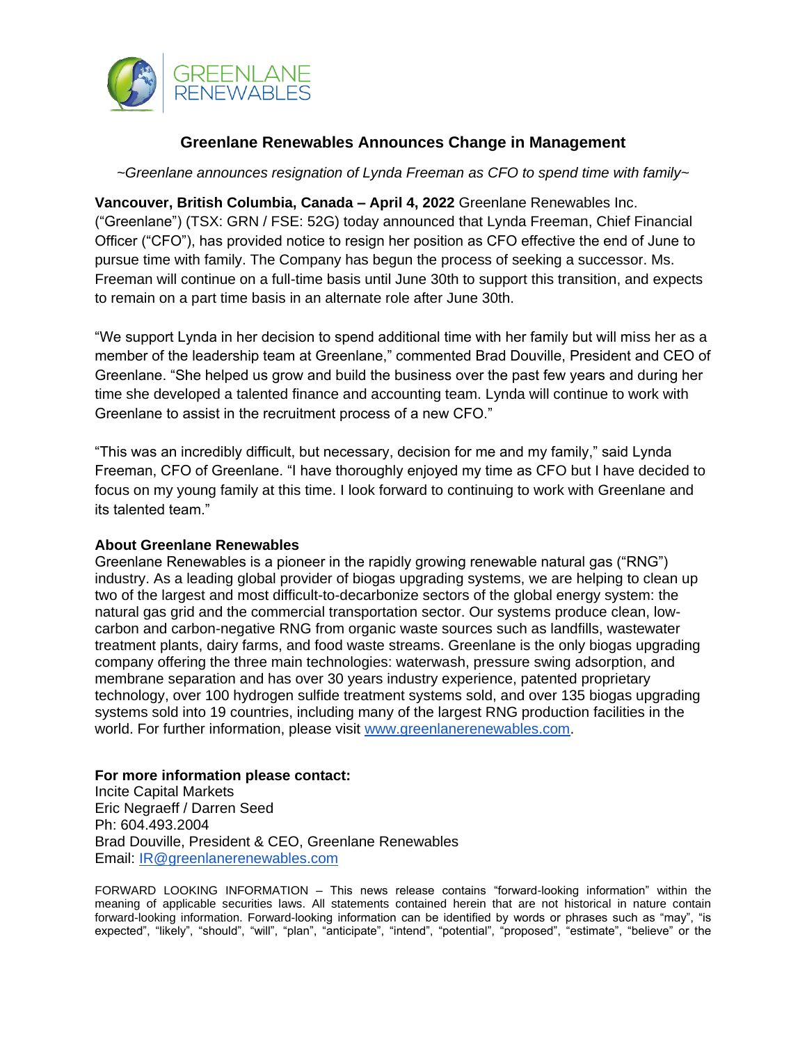# Greenlane Renewables Announces Change in Management

*~Greenlane announces resignation of Lynda Freeman as CFO to spend time with family~*

**Vancouver, British Columbia, Canada – April 4, 2022** Greenlane Renewables Inc. ("Greenlane") (TSX: GRN / FSE: 52G) today announced that Lynda Freeman, Chief Financial Officer ("CFO"), has provided notice to resign her position as CFO effective the end of June to pursue time with family. The Company has begun the process of seeking a successor. Ms. Freeman will continue on a full-time basis until June 30th to support this transition, and expects to remain on a part time basis in an alternate role after June 30th.

"We support Lynda in her decision to spend additional time with her family but will miss her as a member of the leadership team at Greenlane," commented Brad Douville, President and CEO of Greenlane. "She helped us grow and build the business over the past few years and during her time she developed a talented finance and accounting team. Lynda will continue to work with Greenlane to assist in the recruitment process of a new CFO."

"This was an incredibly difficult, but necessary, decision for me and my family," said Lynda Freeman, CFO of Greenlane. "I have thoroughly enjoyed my time as CFO but I have decided to focus on my young family at this time. I look forward to continuing to work with Greenlane and its talented team."

**About Greenlane Renewables**

Greenlane Renewables is a pioneer in the rapidly growing renewable natural gas ("RNG") industry. As a leading global provider of biogas upgrading systems, we are helping to clean up two of the largest and most difficult-to-decarbonize sectors of the global energy system: the natural gas grid and the commercial transportation sector. Our systems produce clean, low-carbon and carbon-negative RNG from organic waste sources such as landfills, wastewater treatment plants, dairy farms, and food waste streams. Greenlane is the only biogas upgrading company offering the three main technologies: waterwash, pressure swing adsorption, and membrane separation and has over 30 years industry experience, patented proprietary technology, over 100 hydrogen sulfide treatment systems sold, and over 135 biogas upgrading systems sold into 19 countries, including many of the largest RNG production facilities in the world. For further information, please visit www.greenlanerenewables.com.

**For more information please contact:**

Incite Capital Markets
Eric Negraeff / Darren Seed
Ph: 604.493.2004
Brad Douville, President & CEO, Greenlane Renewables
Email: IR@greenlanerenewables.com

FORWARD LOOKING INFORMATION – This news release contains "forward-looking information" within the meaning of applicable securities laws. All statements contained herein that are not historical in nature contain forward-looking information. Forward-looking information can be identified by words or phrases such as "may", "is expected", "likely", "should", "will", "plan", "anticipate", "intend", "potential", "proposed", "estimate", "believe" or the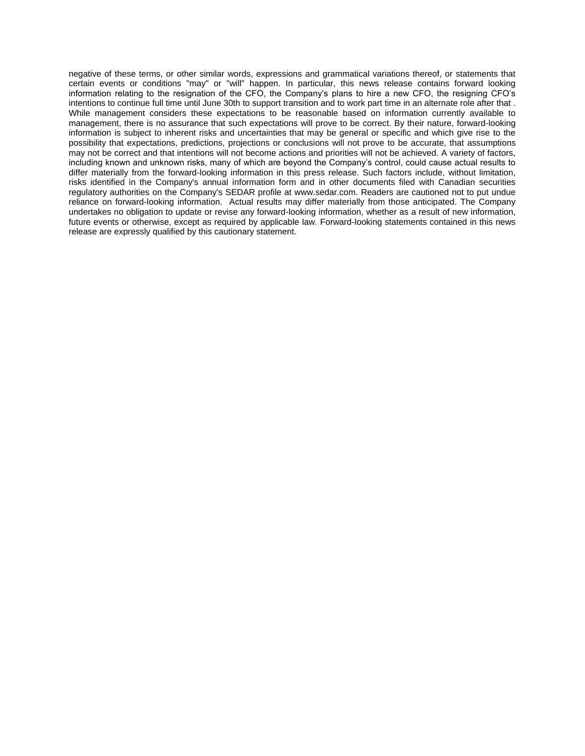negative of these terms, or other similar words, expressions and grammatical variations thereof, or statements that certain events or conditions "may" or "will" happen. In particular, this news release contains forward looking information relating to the resignation of the CFO, the Company's plans to hire a new CFO, the resigning CFO's intentions to continue full time until June 30th to support transition and to work part time in an alternate role after that . While management considers these expectations to be reasonable based on information currently available to management, there is no assurance that such expectations will prove to be correct. By their nature, forward-looking information is subject to inherent risks and uncertainties that may be general or specific and which give rise to the possibility that expectations, predictions, projections or conclusions will not prove to be accurate, that assumptions may not be correct and that intentions will not become actions and priorities will not be achieved. A variety of factors, including known and unknown risks, many of which are beyond the Company's control, could cause actual results to differ materially from the forward-looking information in this press release. Such factors include, without limitation, risks identified in the Company's annual information form and in other documents filed with Canadian securities regulatory authorities on the Company's SEDAR profile at www.sedar.com. Readers are cautioned not to put undue reliance on forward-looking information. Actual results may differ materially from those anticipated. The Company undertakes no obligation to update or revise any forward-looking information, whether as a result of new information, future events or otherwise, except as required by applicable law. Forward-looking statements contained in this news release are expressly qualified by this cautionary statement.